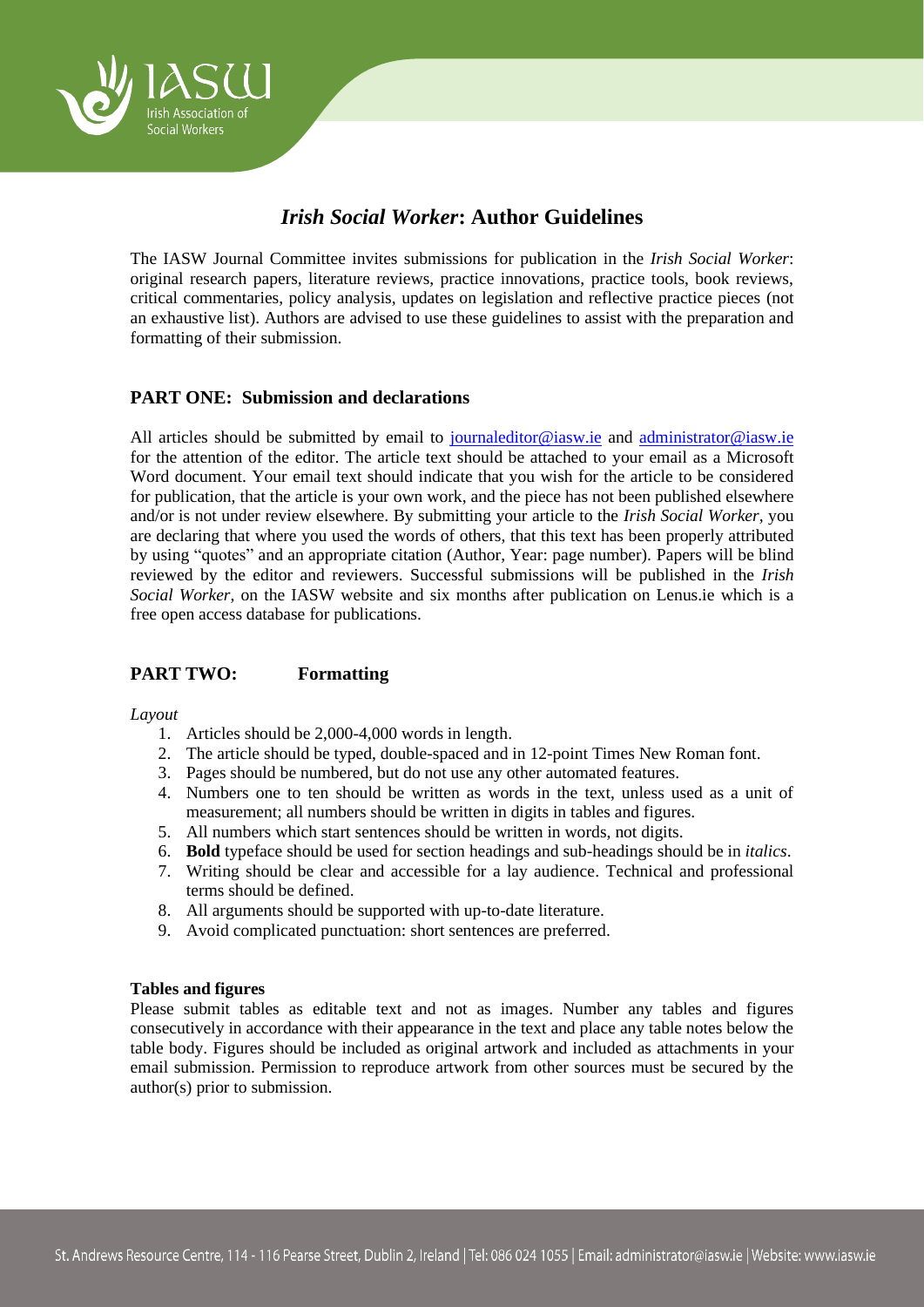# *Irish Social Worker*: Author Guidelines

The IASW Journal Committee invites submissions for publication in the *Irish Social Worker*: original research papers, literature reviews, practice innovations, practice tools, book reviews, critical commentaries, policy analysis, updates on legislation and reflective practice pieces (not an exhaustive list). Authors are advised to use these guidelines to assist with the preparation and formatting of their submission.

## PART ONE: Submission and declarations

All articles should be submitted by email to journaleditor@iasw.ie and administrator@iasw.ie for the attention of the editor. The article text should be attached to your email as a Microsoft Word document. Your email text should indicate that you wish for the article to be considered for publication, that the article is your own work, and the piece has not been published elsewhere and/or is not under review elsewhere. By submitting your article to the *Irish Social Worker*, you are declaring that where you used the words of others, that this text has been properly attributed by using "quotes" and an appropriate citation (Author, Year: page number). Papers will be blind reviewed by the editor and reviewers. Successful submissions will be published in the *Irish Social Worker*, on the IASW website and six months after publication on Lenus.ie which is a free open access database for publications.

## PART TWO: Formatting

*Layout*

1. Articles should be 2,000-4,000 words in length.
2. The article should be typed, double-spaced and in 12-point Times New Roman font.
3. Pages should be numbered, but do not use any other automated features.
4. Numbers one to ten should be written as words in the text, unless used as a unit of measurement; all numbers should be written in digits in tables and figures.
5. All numbers which start sentences should be written in words, not digits.
6. **Bold** typeface should be used for section headings and sub-headings should be in *italics*.
7. Writing should be clear and accessible for a lay audience. Technical and professional terms should be defined.
8. All arguments should be supported with up-to-date literature.
9. Avoid complicated punctuation: short sentences are preferred.

**Tables and figures**

Please submit tables as editable text and not as images. Number any tables and figures consecutively in accordance with their appearance in the text and place any table notes below the table body. Figures should be included as original artwork and included as attachments in your email submission. Permission to reproduce artwork from other sources must be secured by the author(s) prior to submission.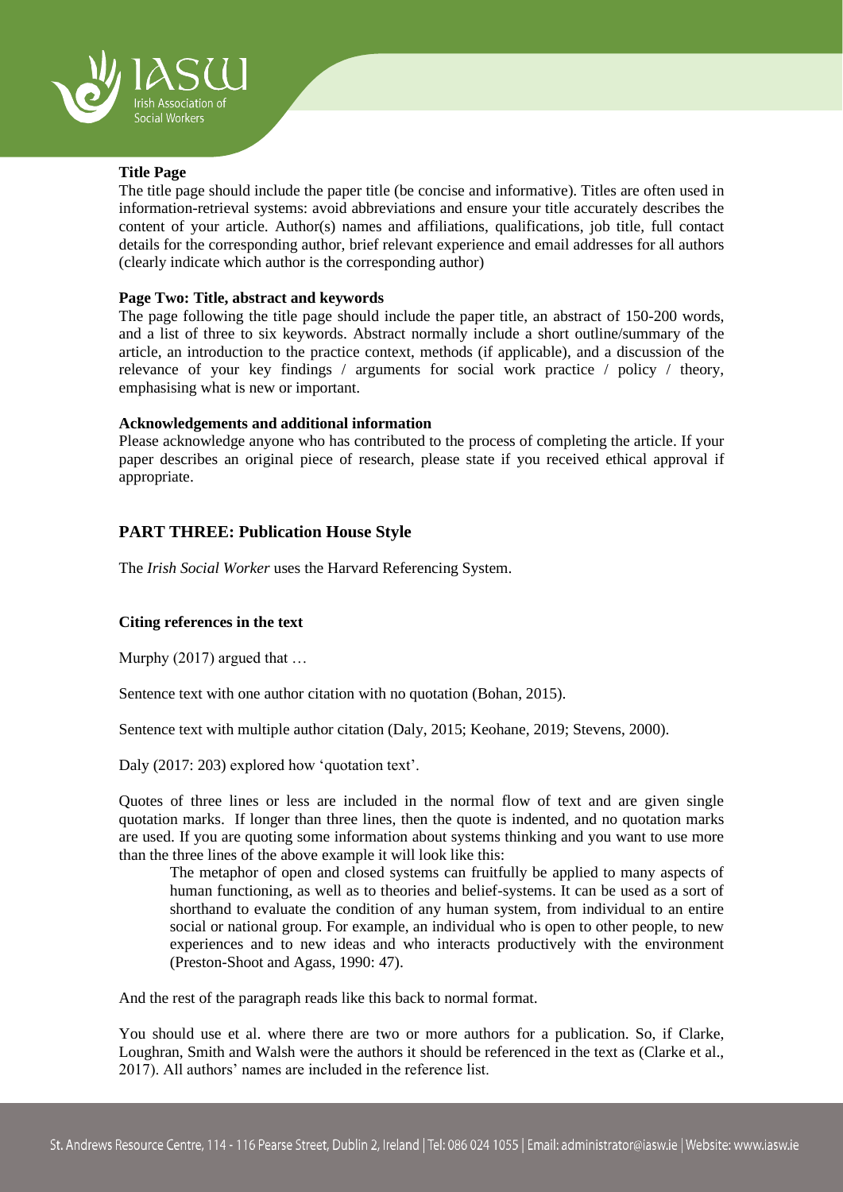**Title Page**

The title page should include the paper title (be concise and informative). Titles are often used in information-retrieval systems: avoid abbreviations and ensure your title accurately describes the content of your article. Author(s) names and affiliations, qualifications, job title, full contact details for the corresponding author, brief relevant experience and email addresses for all authors (clearly indicate which author is the corresponding author)

**Page Two: Title, abstract and keywords**

The page following the title page should include the paper title, an abstract of 150-200 words, and a list of three to six keywords. Abstract normally include a short outline/summary of the article, an introduction to the practice context, methods (if applicable), and a discussion of the relevance of your key findings / arguments for social work practice / policy / theory, emphasising what is new or important.

**Acknowledgements and additional information**

Please acknowledge anyone who has contributed to the process of completing the article. If your paper describes an original piece of research, please state if you received ethical approval if appropriate.

## PART THREE: Publication House Style

The *Irish Social Worker* uses the Harvard Referencing System.

**Citing references in the text**

Murphy (2017) argued that …

Sentence text with one author citation with no quotation (Bohan, 2015).

Sentence text with multiple author citation (Daly, 2015; Keohane, 2019; Stevens, 2000).

Daly (2017: 203) explored how 'quotation text'.

Quotes of three lines or less are included in the normal flow of text and are given single quotation marks. If longer than three lines, then the quote is indented, and no quotation marks are used. If you are quoting some information about systems thinking and you want to use more than the three lines of the above example it will look like this:

> The metaphor of open and closed systems can fruitfully be applied to many aspects of human functioning, as well as to theories and belief-systems. It can be used as a sort of shorthand to evaluate the condition of any human system, from individual to an entire social or national group. For example, an individual who is open to other people, to new experiences and to new ideas and who interacts productively with the environment (Preston-Shoot and Agass, 1990: 47).

And the rest of the paragraph reads like this back to normal format.

You should use et al. where there are two or more authors for a publication. So, if Clarke, Loughran, Smith and Walsh were the authors it should be referenced in the text as (Clarke et al., 2017). All authors' names are included in the reference list.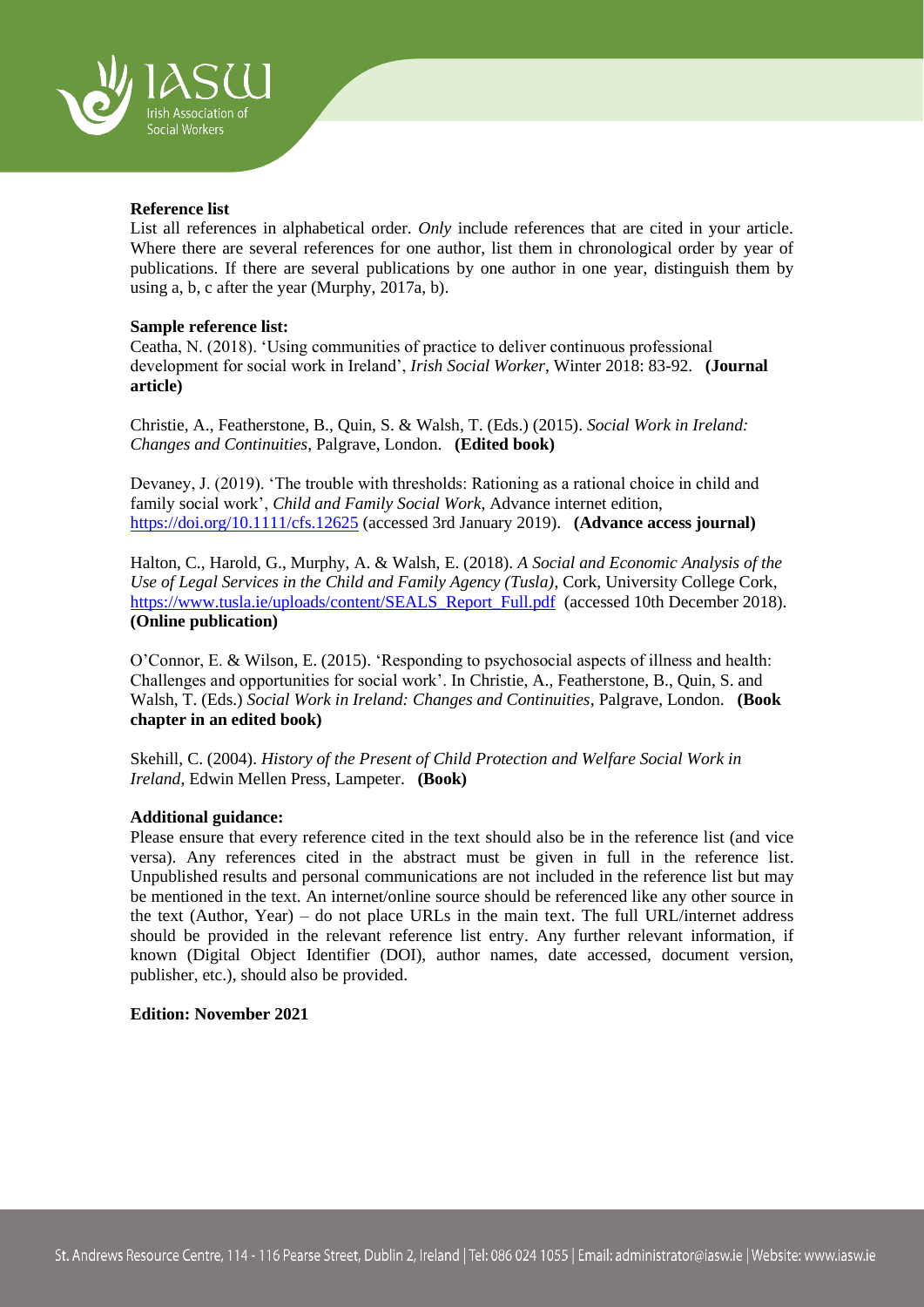**Reference list**

List all references in alphabetical order. *Only* include references that are cited in your article. Where there are several references for one author, list them in chronological order by year of publications. If there are several publications by one author in one year, distinguish them by using a, b, c after the year (Murphy, 2017a, b).

**Sample reference list:**

Ceatha, N. (2018). 'Using communities of practice to deliver continuous professional development for social work in Ireland', *Irish Social Worker*, Winter 2018: 83-92. **(Journal article)**

Christie, A., Featherstone, B., Quin, S. & Walsh, T. (Eds.) (2015). *Social Work in Ireland: Changes and Continuities*, Palgrave, London. **(Edited book)**

Devaney, J. (2019). 'The trouble with thresholds: Rationing as a rational choice in child and family social work', *Child and Family Social Work*, Advance internet edition, https://doi.org/10.1111/cfs.12625 (accessed 3rd January 2019). **(Advance access journal)**

Halton, C., Harold, G., Murphy, A. & Walsh, E. (2018). *A Social and Economic Analysis of the Use of Legal Services in the Child and Family Agency (Tusla)*, Cork, University College Cork, https://www.tusla.ie/uploads/content/SEALS_Report_Full.pdf (accessed 10th December 2018). **(Online publication)**

O'Connor, E. & Wilson, E. (2015). 'Responding to psychosocial aspects of illness and health: Challenges and opportunities for social work'. In Christie, A., Featherstone, B., Quin, S. and Walsh, T. (Eds.) *Social Work in Ireland: Changes and Continuities*, Palgrave, London. **(Book chapter in an edited book)**

Skehill, C. (2004). *History of the Present of Child Protection and Welfare Social Work in Ireland*, Edwin Mellen Press, Lampeter. **(Book)**

**Additional guidance:**

Please ensure that every reference cited in the text should also be in the reference list (and vice versa). Any references cited in the abstract must be given in full in the reference list. Unpublished results and personal communications are not included in the reference list but may be mentioned in the text. An internet/online source should be referenced like any other source in the text (Author, Year) – do not place URLs in the main text. The full URL/internet address should be provided in the relevant reference list entry. Any further relevant information, if known (Digital Object Identifier (DOI), author names, date accessed, document version, publisher, etc.), should also be provided.

**Edition: November 2021**